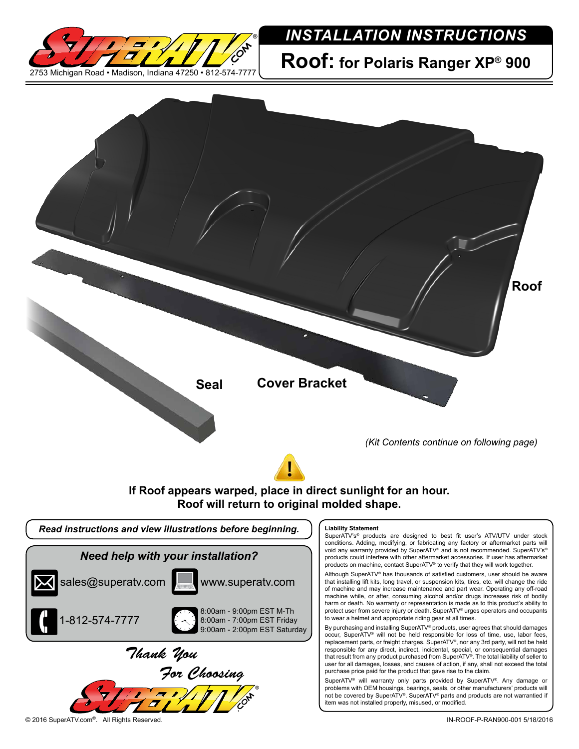2753 Michigan Road • Madison, Indiana 47250 • 812-574-7777

# INSTALLATION INSTRUCTIONS

## Roof: for Polaris Ranger XP® 900

Roof

Seal

Cover Bracket

*(Kit Contents continue on following page)*

**If Roof appears warped, place in direct sunlight for an hour. Roof will return to original molded shape.**

***Read instructions and view illustrations before beginning.***

***Need help with your installation?***

sales@superatv.com

www.superatv.com

1-812-574-7777

8:00am - 9:00pm EST M-Th
8:00am - 7:00pm EST Friday
9:00am - 2:00pm EST Saturday

*Thank You For Choosing*

**Liability Statement**

SuperATV's® products are designed to best fit user's ATV/UTV under stock conditions. Adding, modifying, or fabricating any factory or aftermarket parts will void any warranty provided by SuperATV® and is not recommended. SuperATV's® products could interfere with other aftermarket accessories. If user has aftermarket products on machine, contact SuperATV® to verify that they will work together.

Although SuperATV® has thousands of satisfied customers, user should be aware that installing lift kits, long travel, or suspension kits, tires, etc. will change the ride of machine and may increase maintenance and part wear. Operating any off-road machine while, or after, consuming alcohol and/or drugs increases risk of bodily harm or death. No warranty or representation is made as to this product's ability to protect user from severe injury or death. SuperATV® urges operators and occupants to wear a helmet and appropriate riding gear at all times.

By purchasing and installing SuperATV® products, user agrees that should damages occur, SuperATV® will not be held responsible for loss of time, use, labor fees, replacement parts, or freight charges. SuperATV®, nor any 3rd party, will not be held responsible for any direct, indirect, incidental, special, or consequential damages that result from any product purchased from SuperATV®. The total liability of seller to user for all damages, losses, and causes of action, if any, shall not exceed the total purchase price paid for the product that gave rise to the claim.

SuperATV® will warranty only parts provided by SuperATV®. Any damage or problems with OEM housings, bearings, seals, or other manufacturers' products will not be covered by SuperATV®. SuperATV® parts and products are not warrantied if item was not installed properly, misused, or modified.

© 2016 SuperATV.com®. All Rights Reserved.

IN-ROOF-P-RAN900-001 5/18/2016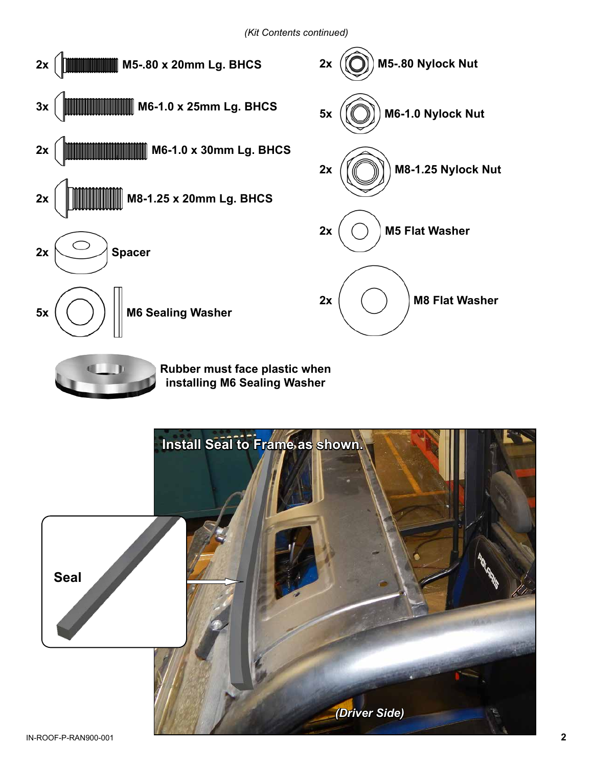*(Kit Contents continued)*

- 2x M5-.80 x 20mm Lg. BHCS
- 3x M6-1.0 x 25mm Lg. BHCS
- 2x M6-1.0 x 30mm Lg. BHCS
- 2x M8-1.25 x 20mm Lg. BHCS
- 2x Spacer
- 5x M6 Sealing Washer
- 2x M5-.80 Nylock Nut
- 5x M6-1.0 Nylock Nut
- 2x M8-1.25 Nylock Nut
- 2x M5 Flat Washer
- 2x M8 Flat Washer

**Rubber must face plastic when installing M6 Sealing Washer**

**Install Seal to Frame as shown.**

**Seal**

*(Driver Side)*

IN-ROOF-P-RAN900-001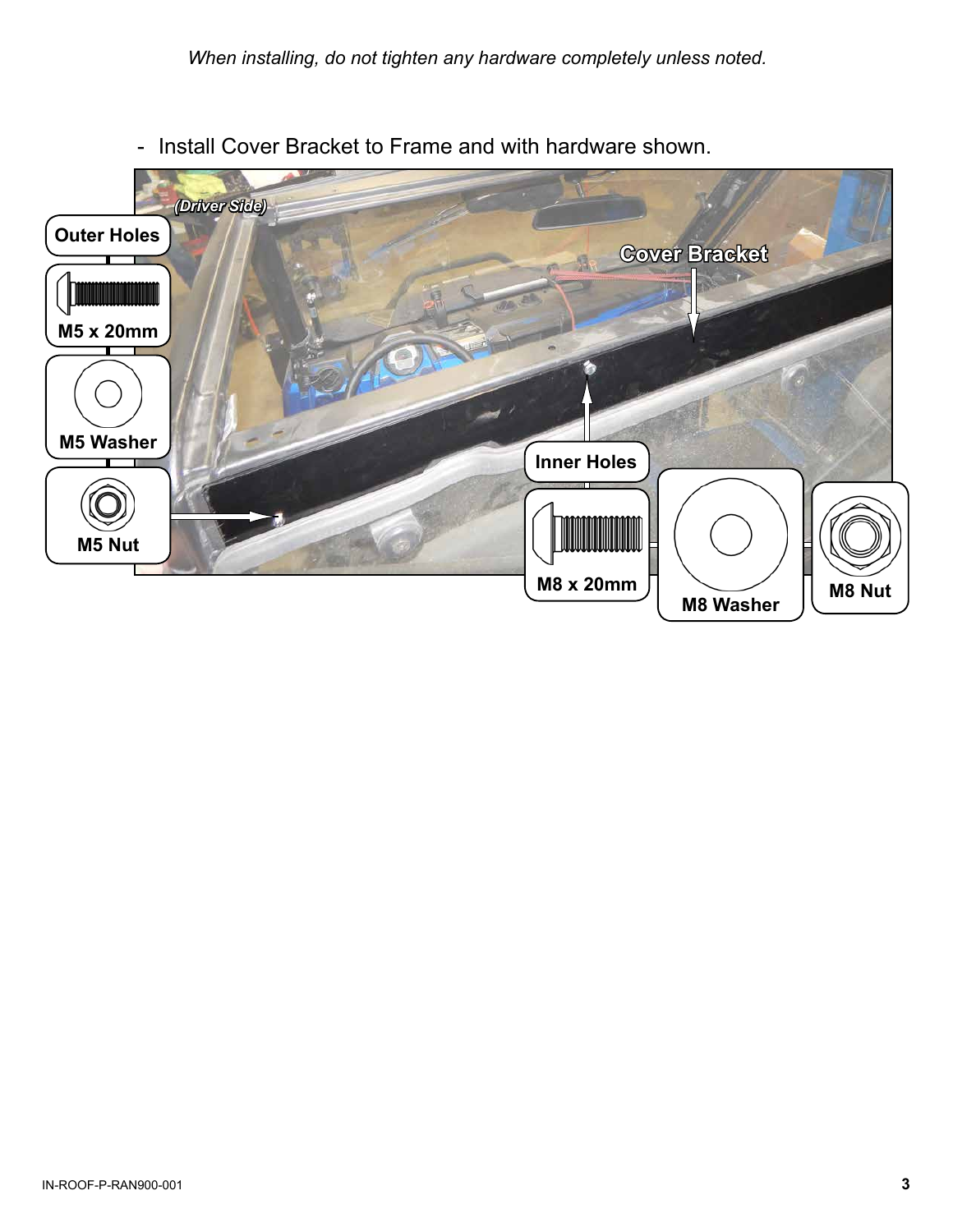*When installing, do not tighten any hardware completely unless noted.*

- Install Cover Bracket to Frame and with hardware shown.

(Driver Side)

Cover Bracket

Outer Holes

M5 x 20mm

M5 Washer

M5 Nut

Inner Holes

M8 x 20mm

M8 Washer

M8 Nut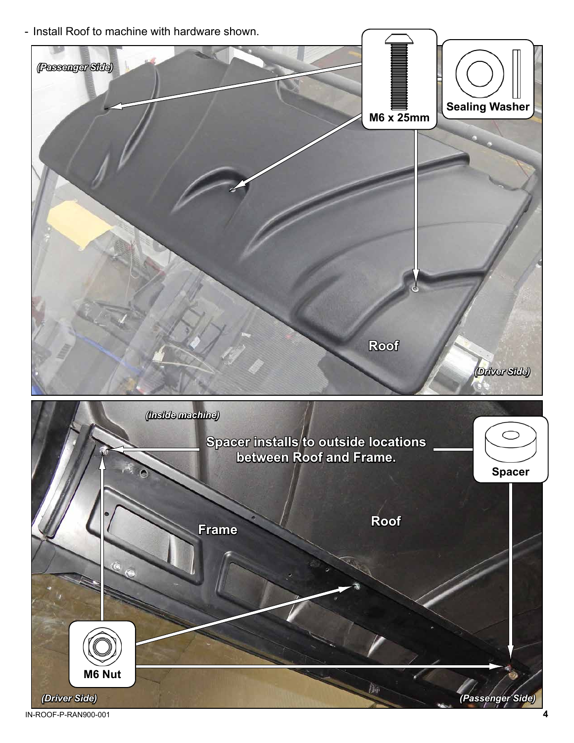- Install Roof to machine with hardware shown.

*(Passenger Side)*

M6 x 25mm

Sealing Washer

Roof

*(Driver Side)*

*(inside machine)*

Spacer installs to outside locations between Roof and Frame.

Spacer

Frame

Roof

M6 Nut

*(Driver Side)*

*(Passenger Side)*

IN-ROOF-P-RAN900-001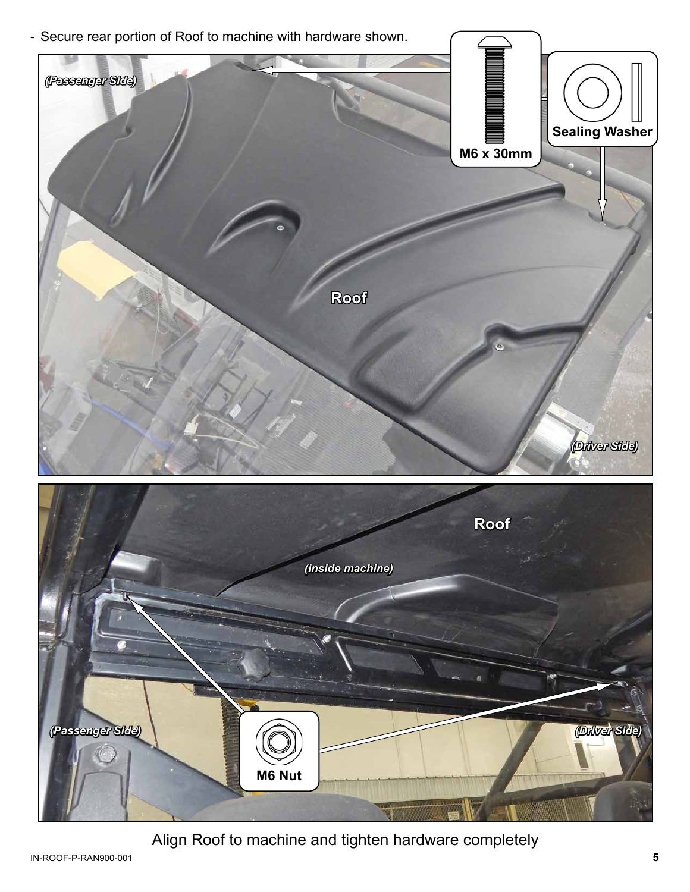- Secure rear portion of Roof to machine with hardware shown.

(Passenger Side)

M6 x 30mm

Sealing Washer

Roof

(Driver Side)

Roof

(inside machine)

(Passenger Side)

(Driver Side)

M6 Nut

Align Roof to machine and tighten hardware completely

IN-ROOF-P-RAN900-001